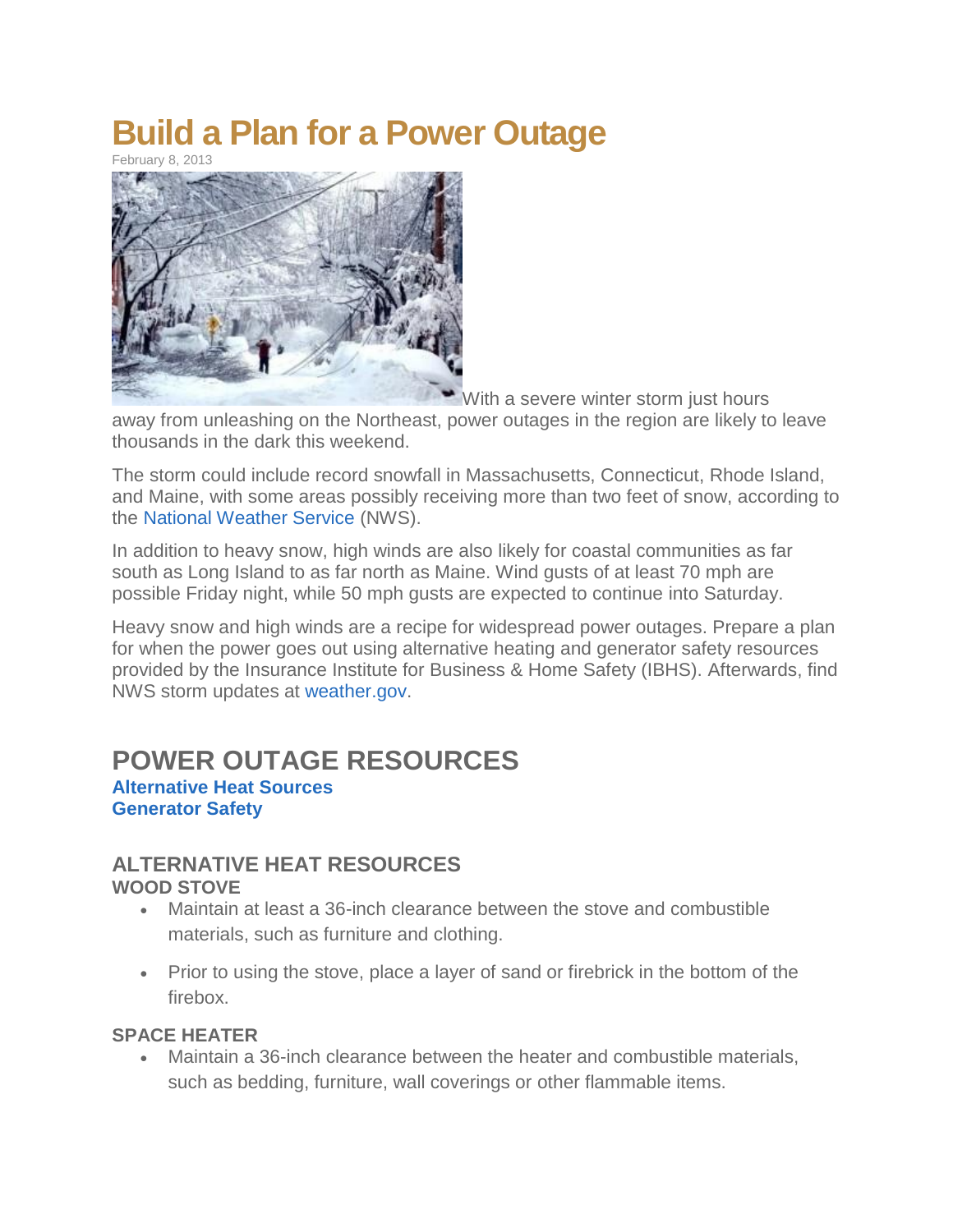# Build a Plan for a Power Outage

February 8, 2013

With a severe winter storm just hours away from unleashing on the Northeast, power outages in the region are likely to leave thousands in the dark this weekend.

The storm could include record snowfall in Massachusetts, Connecticut, Rhode Island, and Maine, with some areas possibly receiving more than two feet of snow, according to the National Weather Service (NWS).

In addition to heavy snow, high winds are also likely for coastal communities as far south as Long Island to as far north as Maine. Wind gusts of at least 70 mph are possible Friday night, while 50 mph gusts are expected to continue into Saturday.

Heavy snow and high winds are a recipe for widespread power outages. Prepare a plan for when the power goes out using alternative heating and generator safety resources provided by the Insurance Institute for Business & Home Safety (IBHS). Afterwards, find NWS storm updates at weather.gov.

## POWER OUTAGE RESOURCES

**Alternative Heat Sources**
**Generator Safety**

### ALTERNATIVE HEAT RESOURCES

**WOOD STOVE**

- Maintain at least a 36-inch clearance between the stove and combustible materials, such as furniture and clothing.
- Prior to using the stove, place a layer of sand or firebrick in the bottom of the firebox.

**SPACE HEATER**

- Maintain a 36-inch clearance between the heater and combustible materials, such as bedding, furniture, wall coverings or other flammable items.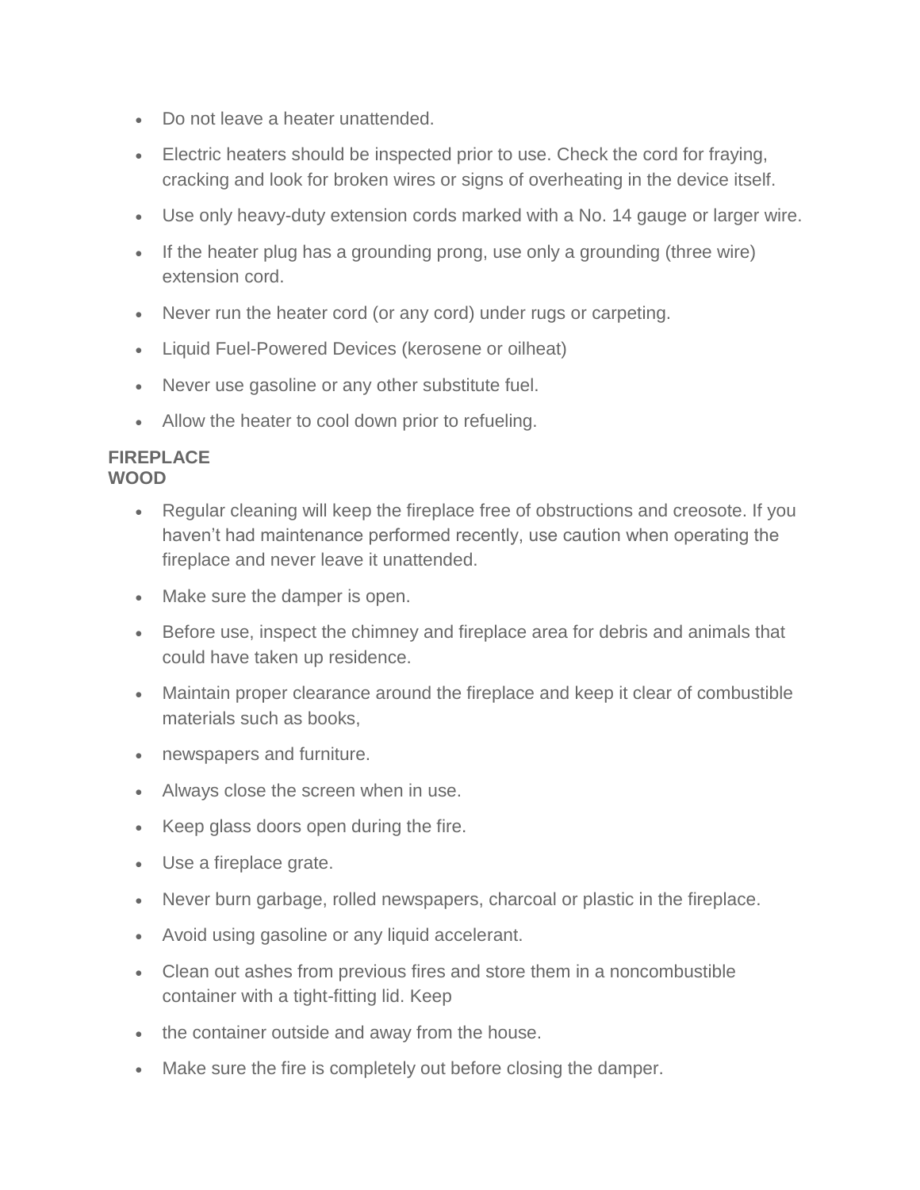- Do not leave a heater unattended.
- Electric heaters should be inspected prior to use. Check the cord for fraying, cracking and look for broken wires or signs of overheating in the device itself.
- Use only heavy-duty extension cords marked with a No. 14 gauge or larger wire.
- If the heater plug has a grounding prong, use only a grounding (three wire) extension cord.
- Never run the heater cord (or any cord) under rugs or carpeting.
- Liquid Fuel-Powered Devices (kerosene or oilheat)
- Never use gasoline or any other substitute fuel.
- Allow the heater to cool down prior to refueling.

**FIREPLACE**
**WOOD**

- Regular cleaning will keep the fireplace free of obstructions and creosote. If you haven't had maintenance performed recently, use caution when operating the fireplace and never leave it unattended.
- Make sure the damper is open.
- Before use, inspect the chimney and fireplace area for debris and animals that could have taken up residence.
- Maintain proper clearance around the fireplace and keep it clear of combustible materials such as books,
- newspapers and furniture.
- Always close the screen when in use.
- Keep glass doors open during the fire.
- Use a fireplace grate.
- Never burn garbage, rolled newspapers, charcoal or plastic in the fireplace.
- Avoid using gasoline or any liquid accelerant.
- Clean out ashes from previous fires and store them in a noncombustible container with a tight-fitting lid. Keep
- the container outside and away from the house.
- Make sure the fire is completely out before closing the damper.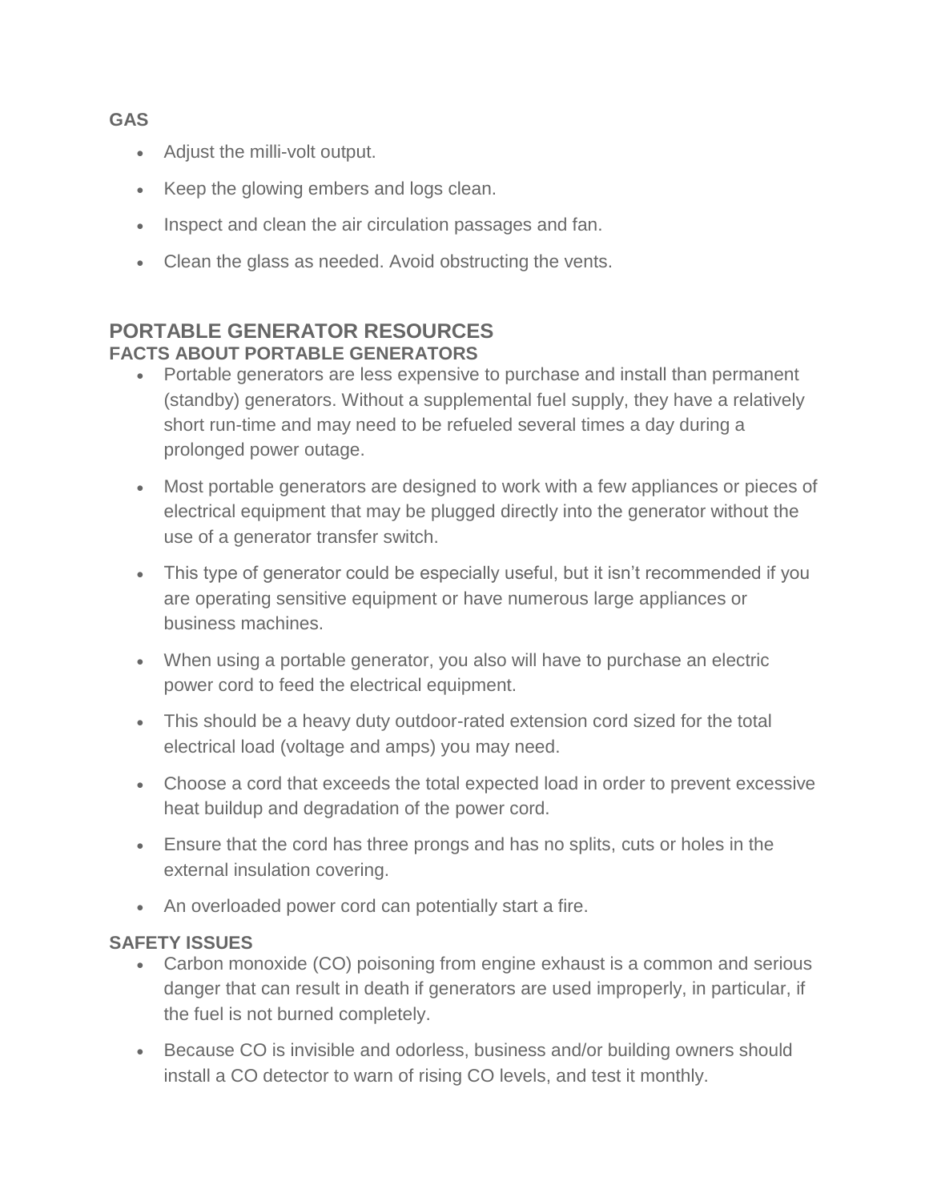**GAS**

- Adjust the milli-volt output.
- Keep the glowing embers and logs clean.
- Inspect and clean the air circulation passages and fan.
- Clean the glass as needed. Avoid obstructing the vents.

## PORTABLE GENERATOR RESOURCES

### FACTS ABOUT PORTABLE GENERATORS

- Portable generators are less expensive to purchase and install than permanent (standby) generators. Without a supplemental fuel supply, they have a relatively short run-time and may need to be refueled several times a day during a prolonged power outage.
- Most portable generators are designed to work with a few appliances or pieces of electrical equipment that may be plugged directly into the generator without the use of a generator transfer switch.
- This type of generator could be especially useful, but it isn't recommended if you are operating sensitive equipment or have numerous large appliances or business machines.
- When using a portable generator, you also will have to purchase an electric power cord to feed the electrical equipment.
- This should be a heavy duty outdoor-rated extension cord sized for the total electrical load (voltage and amps) you may need.
- Choose a cord that exceeds the total expected load in order to prevent excessive heat buildup and degradation of the power cord.
- Ensure that the cord has three prongs and has no splits, cuts or holes in the external insulation covering.
- An overloaded power cord can potentially start a fire.

### SAFETY ISSUES

- Carbon monoxide (CO) poisoning from engine exhaust is a common and serious danger that can result in death if generators are used improperly, in particular, if the fuel is not burned completely.
- Because CO is invisible and odorless, business and/or building owners should install a CO detector to warn of rising CO levels, and test it monthly.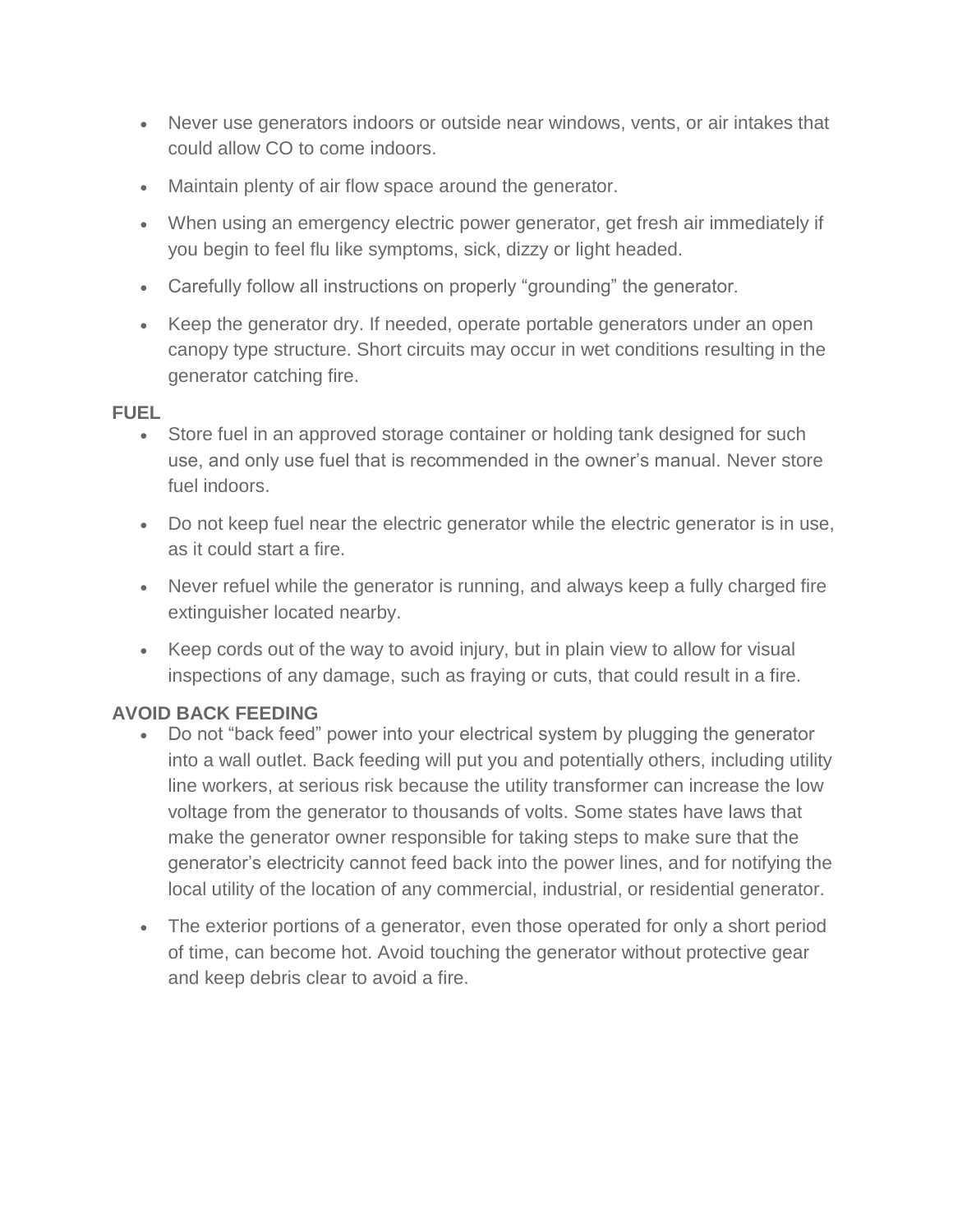- Never use generators indoors or outside near windows, vents, or air intakes that could allow CO to come indoors.
- Maintain plenty of air flow space around the generator.
- When using an emergency electric power generator, get fresh air immediately if you begin to feel flu like symptoms, sick, dizzy or light headed.
- Carefully follow all instructions on properly "grounding" the generator.
- Keep the generator dry. If needed, operate portable generators under an open canopy type structure. Short circuits may occur in wet conditions resulting in the generator catching fire.

**FUEL**

- Store fuel in an approved storage container or holding tank designed for such use, and only use fuel that is recommended in the owner's manual. Never store fuel indoors.
- Do not keep fuel near the electric generator while the electric generator is in use, as it could start a fire.
- Never refuel while the generator is running, and always keep a fully charged fire extinguisher located nearby.
- Keep cords out of the way to avoid injury, but in plain view to allow for visual inspections of any damage, such as fraying or cuts, that could result in a fire.

**AVOID BACK FEEDING**

- Do not "back feed" power into your electrical system by plugging the generator into a wall outlet. Back feeding will put you and potentially others, including utility line workers, at serious risk because the utility transformer can increase the low voltage from the generator to thousands of volts. Some states have laws that make the generator owner responsible for taking steps to make sure that the generator's electricity cannot feed back into the power lines, and for notifying the local utility of the location of any commercial, industrial, or residential generator.
- The exterior portions of a generator, even those operated for only a short period of time, can become hot. Avoid touching the generator without protective gear and keep debris clear to avoid a fire.